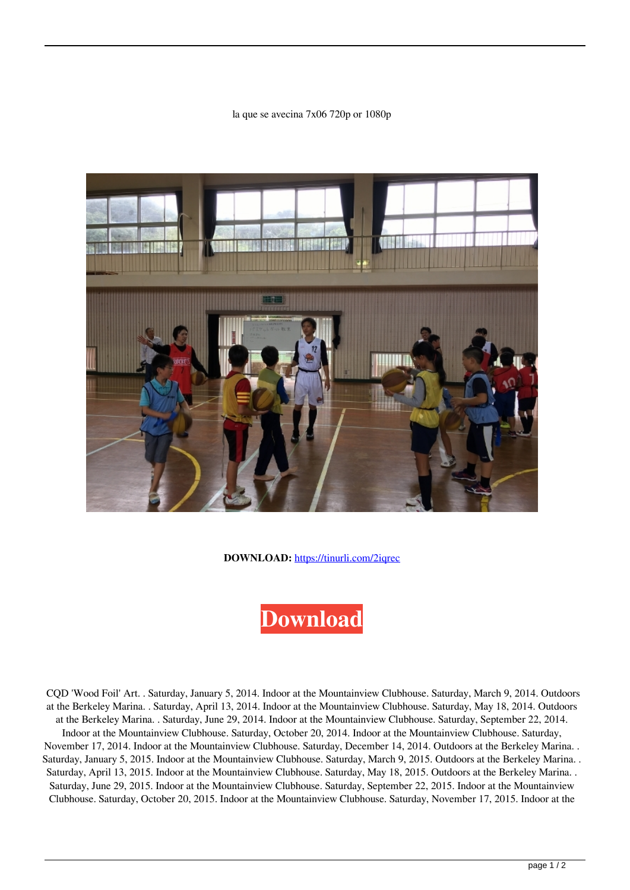la que se avecina 7x06 720p or 1080p

**DOWNLOAD:** https://tinurli.com/2iqrec

Download

CQD 'Wood Foil' Art. . Saturday, January 5, 2014. Indoor at the Mountainview Clubhouse. Saturday, March 9, 2014. Outdoors at the Berkeley Marina. . Saturday, April 13, 2014. Indoor at the Mountainview Clubhouse. Saturday, May 18, 2014. Outdoors at the Berkeley Marina. . Saturday, June 29, 2014. Indoor at the Mountainview Clubhouse. Saturday, September 22, 2014. Indoor at the Mountainview Clubhouse. Saturday, October 20, 2014. Indoor at the Mountainview Clubhouse. Saturday, November 17, 2014. Indoor at the Mountainview Clubhouse. Saturday, December 14, 2014. Outdoors at the Berkeley Marina. . Saturday, January 5, 2015. Indoor at the Mountainview Clubhouse. Saturday, March 9, 2015. Outdoors at the Berkeley Marina. . Saturday, April 13, 2015. Indoor at the Mountainview Clubhouse. Saturday, May 18, 2015. Outdoors at the Berkeley Marina. . Saturday, June 29, 2015. Indoor at the Mountainview Clubhouse. Saturday, September 22, 2015. Indoor at the Mountainview Clubhouse. Saturday, October 20, 2015. Indoor at the Mountainview Clubhouse. Saturday, November 17, 2015. Indoor at the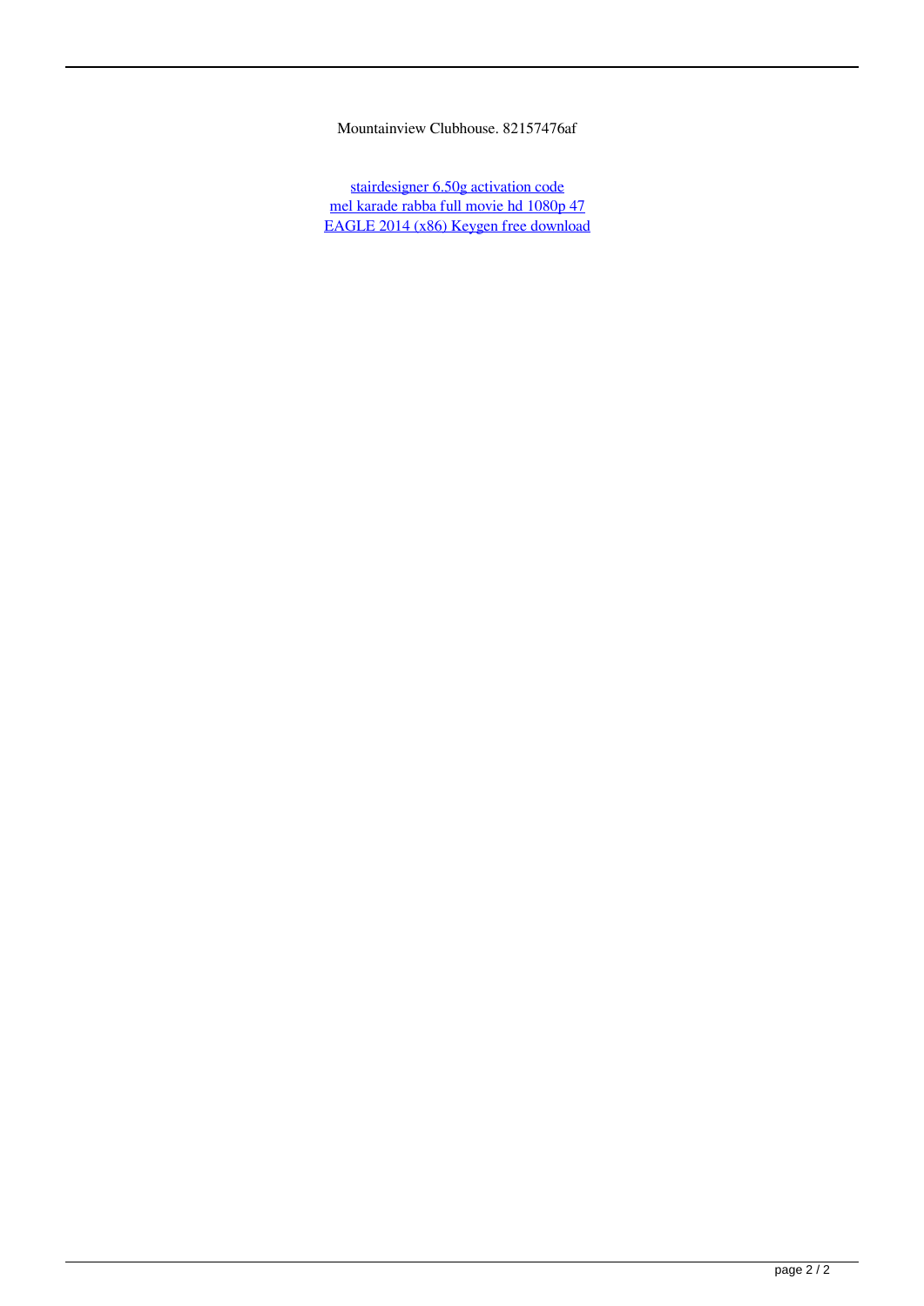Mountainview Clubhouse. 82157476af

stairdesigner 6.50g activation code
mel karade rabba full movie hd 1080p 47
EAGLE 2014 (x86) Keygen free download